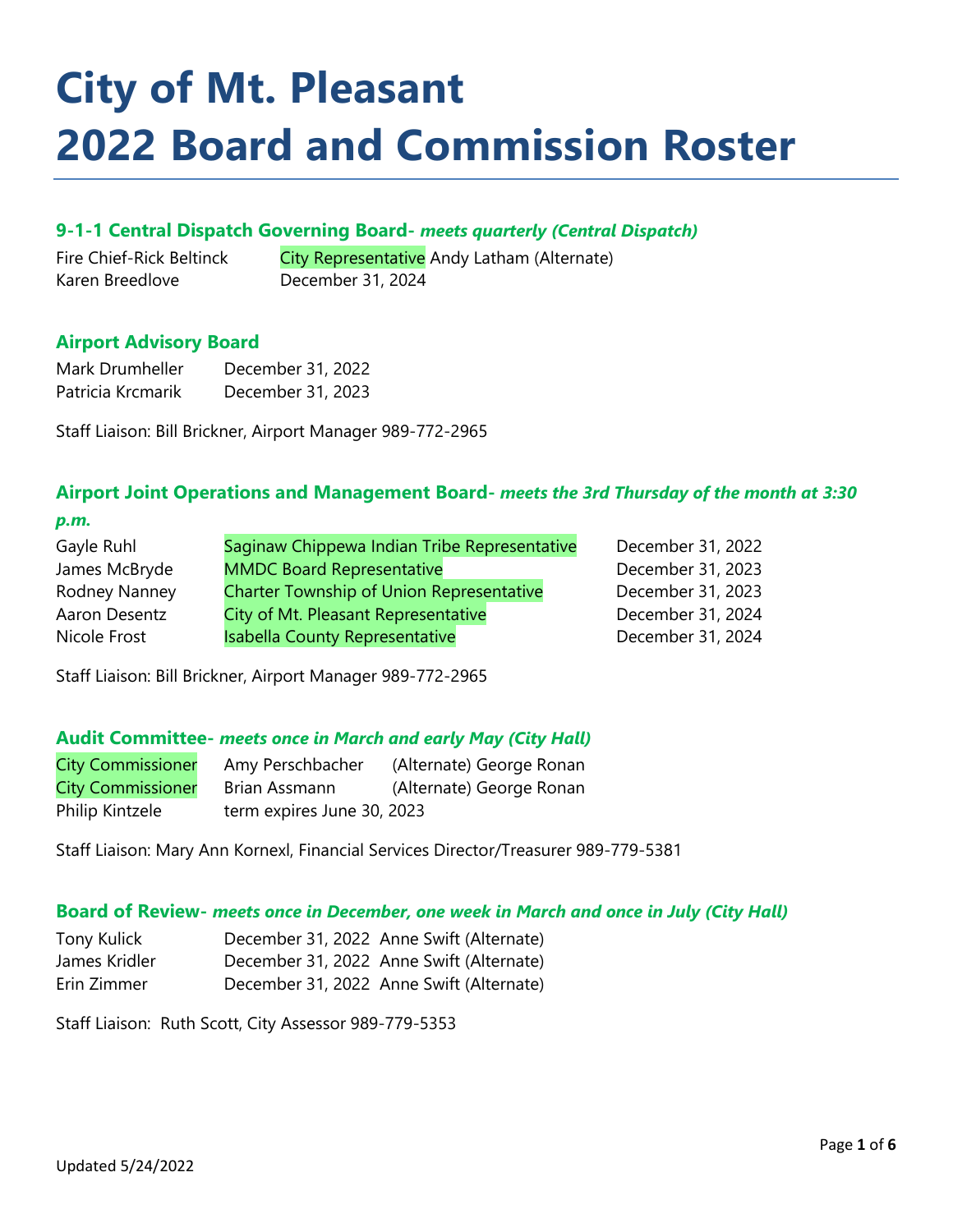# City of Mt. Pleasant
# 2022 Board and Commission Roster

### 9-1-1 Central Dispatch Governing Board- *meets quarterly (Central Dispatch)*

| | |
|---|---|
| Fire Chief-Rick Beltinck | City Representative Andy Latham (Alternate) |
| Karen Breedlove | December 31, 2024 |

### Airport Advisory Board

| | |
|---|---|
| Mark Drumheller | December 31, 2022 |
| Patricia Krcmarik | December 31, 2023 |

Staff Liaison: Bill Brickner, Airport Manager 989-772-2965

### Airport Joint Operations and Management Board- *meets the 3rd Thursday of the month at 3:30 p.m.*

| | | |
|---|---|---|
| Gayle Ruhl | Saginaw Chippewa Indian Tribe Representative | December 31, 2022 |
| James McBryde | MMDC Board Representative | December 31, 2023 |
| Rodney Nanney | Charter Township of Union Representative | December 31, 2023 |
| Aaron Desentz | City of Mt. Pleasant Representative | December 31, 2024 |
| Nicole Frost | Isabella County Representative | December 31, 2024 |

Staff Liaison: Bill Brickner, Airport Manager 989-772-2965

### Audit Committee- *meets once in March and early May (City Hall)*

| | | |
|---|---|---|
| City Commissioner | Amy Perschbacher | (Alternate) George Ronan |
| City Commissioner | Brian Assmann | (Alternate) George Ronan |
| Philip Kintzele | term expires June 30, 2023 | |

Staff Liaison: Mary Ann Kornexl, Financial Services Director/Treasurer 989-779-5381

### Board of Review- *meets once in December, one week in March and once in July (City Hall)*

| | | |
|---|---|---|
| Tony Kulick | December 31, 2022 | Anne Swift (Alternate) |
| James Kridler | December 31, 2022 | Anne Swift (Alternate) |
| Erin Zimmer | December 31, 2022 | Anne Swift (Alternate) |

Staff Liaison: Ruth Scott, City Assessor 989-779-5353

Updated 5/24/2022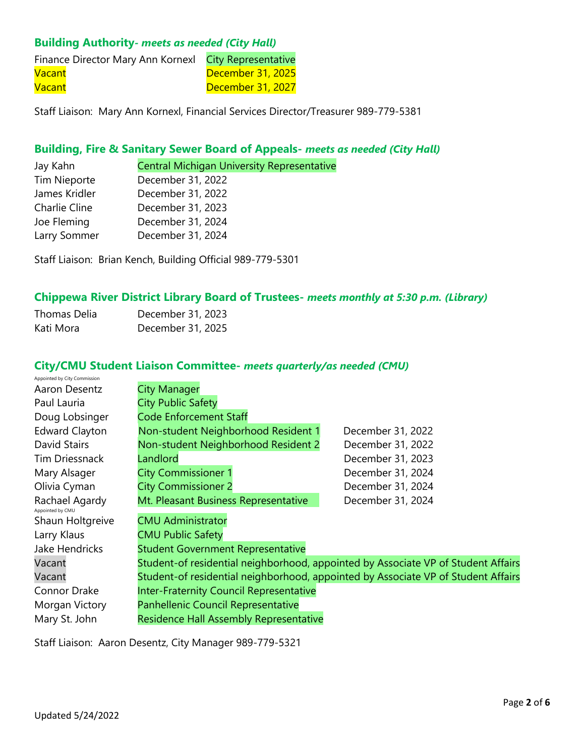### Building Authority- *meets as needed (City Hall)*

| | |
|---|---|
| Finance Director Mary Ann Kornexl | City Representative |
| Vacant | December 31, 2025 |
| Vacant | December 31, 2027 |

Staff Liaison: Mary Ann Kornexl, Financial Services Director/Treasurer 989-779-5381

### Building, Fire & Sanitary Sewer Board of Appeals- *meets as needed (City Hall)*

| | |
|---|---|
| Jay Kahn | Central Michigan University Representative |
| Tim Nieporte | December 31, 2022 |
| James Kridler | December 31, 2022 |
| Charlie Cline | December 31, 2023 |
| Joe Fleming | December 31, 2024 |
| Larry Sommer | December 31, 2024 |

Staff Liaison: Brian Kench, Building Official 989-779-5301

### Chippewa River District Library Board of Trustees- *meets monthly at 5:30 p.m. (Library)*

| | |
|---|---|
| Thomas Delia | December 31, 2023 |
| Kati Mora | December 31, 2025 |

### City/CMU Student Liaison Committee- *meets quarterly/as needed (CMU)*

| | | |
|---|---|---|
| Appointed by City Commission | | |
| Aaron Desentz | City Manager | |
| Paul Lauria | City Public Safety | |
| Doug Lobsinger | Code Enforcement Staff | |
| Edward Clayton | Non-student Neighborhood Resident 1 | December 31, 2022 |
| David Stairs | Non-student Neighborhood Resident 2 | December 31, 2022 |
| Tim Driessnack | Landlord | December 31, 2023 |
| Mary Alsager | City Commissioner 1 | December 31, 2024 |
| Olivia Cyman | City Commissioner 2 | December 31, 2024 |
| Rachael Agardy | Mt. Pleasant Business Representative | December 31, 2024 |
| Appointed by CMU | | |
| Shaun Holtgreive | CMU Administrator | |
| Larry Klaus | CMU Public Safety | |
| Jake Hendricks | Student Government Representative | |
| Vacant | Student-of residential neighborhood, appointed by Associate VP of Student Affairs | |
| Vacant | Student-of residential neighborhood, appointed by Associate VP of Student Affairs | |
| Connor Drake | Inter-Fraternity Council Representative | |
| Morgan Victory | Panhellenic Council Representative | |
| Mary St. John | Residence Hall Assembly Representative | |

Staff Liaison: Aaron Desentz, City Manager 989-779-5321

Updated 5/24/2022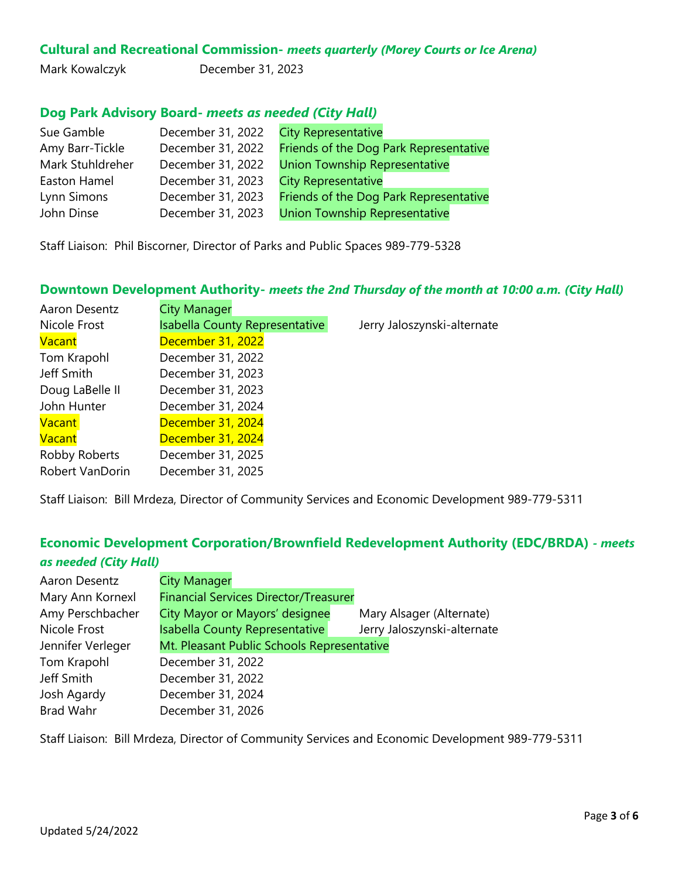## Cultural and Recreational Commission- *meets quarterly (Morey Courts or Ice Arena)*

| | |
|---|---|
| Mark Kowalczyk | December 31, 2023 |

## Dog Park Advisory Board- *meets as needed (City Hall)*

| | | |
|---|---|---|
| Sue Gamble | December 31, 2022 | City Representative |
| Amy Barr-Tickle | December 31, 2022 | Friends of the Dog Park Representative |
| Mark Stuhldreher | December 31, 2022 | Union Township Representative |
| Easton Hamel | December 31, 2023 | City Representative |
| Lynn Simons | December 31, 2023 | Friends of the Dog Park Representative |
| John Dinse | December 31, 2023 | Union Township Representative |

Staff Liaison: Phil Biscorner, Director of Parks and Public Spaces 989-779-5328

## Downtown Development Authority- *meets the 2nd Thursday of the month at 10:00 a.m. (City Hall)*

| | | |
|---|---|---|
| Aaron Desentz | City Manager | |
| Nicole Frost | Isabella County Representative | Jerry Jaloszynski-alternate |
| Vacant | December 31, 2022 | |
| Tom Krapohl | December 31, 2022 | |
| Jeff Smith | December 31, 2023 | |
| Doug LaBelle II | December 31, 2023 | |
| John Hunter | December 31, 2024 | |
| Vacant | December 31, 2024 | |
| Vacant | December 31, 2024 | |
| Robby Roberts | December 31, 2025 | |
| Robert VanDorin | December 31, 2025 | |

Staff Liaison: Bill Mrdeza, Director of Community Services and Economic Development 989-779-5311

## Economic Development Corporation/Brownfield Redevelopment Authority (EDC/BRDA) *- meets as needed (City Hall)*

| | | |
|---|---|---|
| Aaron Desentz | City Manager | |
| Mary Ann Kornexl | Financial Services Director/Treasurer | |
| Amy Perschbacher | City Mayor or Mayors' designee | Mary Alsager (Alternate) |
| Nicole Frost | Isabella County Representative | Jerry Jaloszynski-alternate |
| Jennifer Verleger | Mt. Pleasant Public Schools Representative | |
| Tom Krapohl | December 31, 2022 | |
| Jeff Smith | December 31, 2022 | |
| Josh Agardy | December 31, 2024 | |
| Brad Wahr | December 31, 2026 | |

Staff Liaison: Bill Mrdeza, Director of Community Services and Economic Development 989-779-5311

Updated 5/24/2022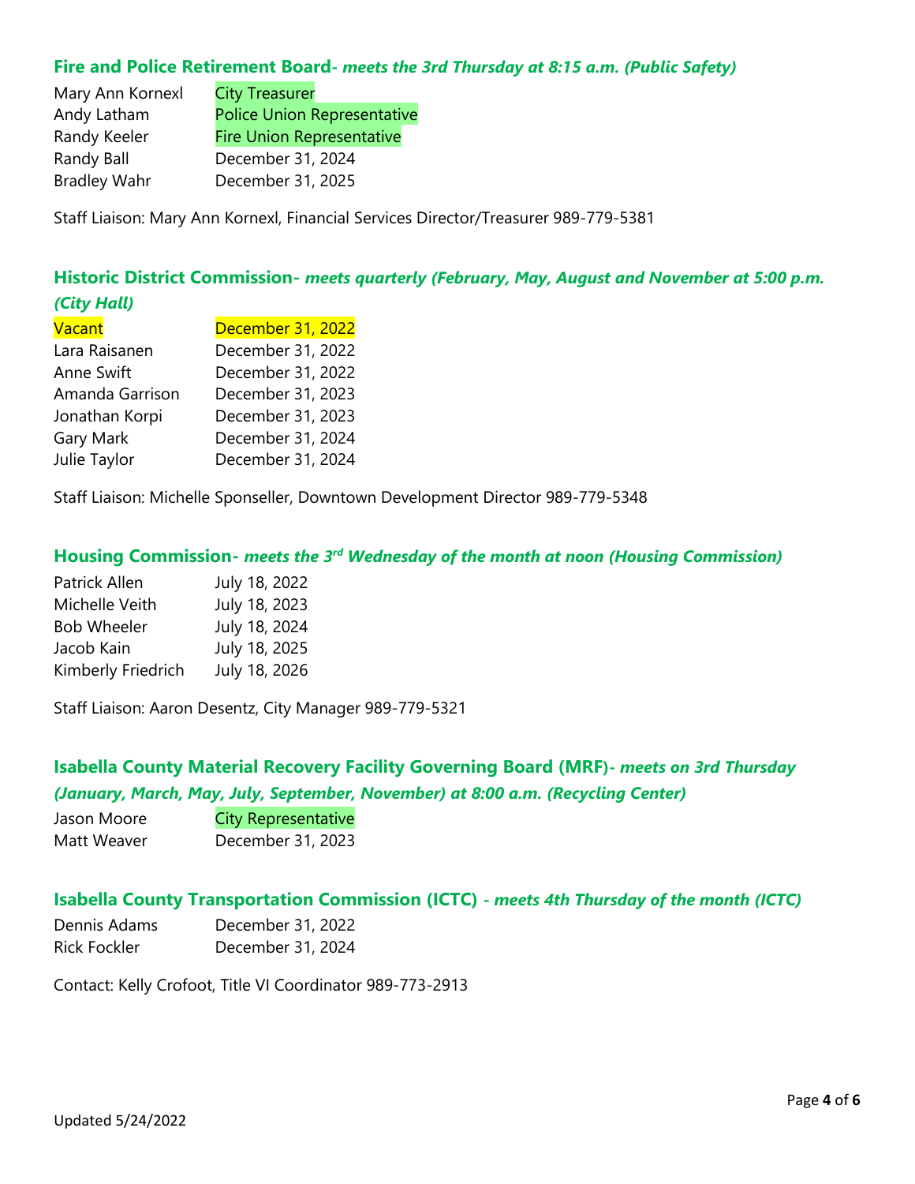### Fire and Police Retirement Board- *meets the 3rd Thursday at 8:15 a.m. (Public Safety)*

| | |
|---|---|
| Mary Ann Kornexl | City Treasurer |
| Andy Latham | Police Union Representative |
| Randy Keeler | Fire Union Representative |
| Randy Ball | December 31, 2024 |
| Bradley Wahr | December 31, 2025 |

Staff Liaison: Mary Ann Kornexl, Financial Services Director/Treasurer 989-779-5381

### Historic District Commission- *meets quarterly (February, May, August and November at 5:00 p.m. (City Hall)*

| | |
|---|---|
| Vacant | December 31, 2022 |
| Lara Raisanen | December 31, 2022 |
| Anne Swift | December 31, 2022 |
| Amanda Garrison | December 31, 2023 |
| Jonathan Korpi | December 31, 2023 |
| Gary Mark | December 31, 2024 |
| Julie Taylor | December 31, 2024 |

Staff Liaison: Michelle Sponseller, Downtown Development Director 989-779-5348

### Housing Commission- *meets the 3rd Wednesday of the month at noon (Housing Commission)*

| | |
|---|---|
| Patrick Allen | July 18, 2022 |
| Michelle Veith | July 18, 2023 |
| Bob Wheeler | July 18, 2024 |
| Jacob Kain | July 18, 2025 |
| Kimberly Friedrich | July 18, 2026 |

Staff Liaison: Aaron Desentz, City Manager 989-779-5321

### Isabella County Material Recovery Facility Governing Board (MRF)- *meets on 3rd Thursday (January, March, May, July, September, November) at 8:00 a.m. (Recycling Center)*

| | |
|---|---|
| Jason Moore | City Representative |
| Matt Weaver | December 31, 2023 |

### Isabella County Transportation Commission (ICTC) *- meets 4th Thursday of the month (ICTC)*

| | |
|---|---|
| Dennis Adams | December 31, 2022 |
| Rick Fockler | December 31, 2024 |

Contact: Kelly Crofoot, Title VI Coordinator 989-773-2913

Updated 5/24/2022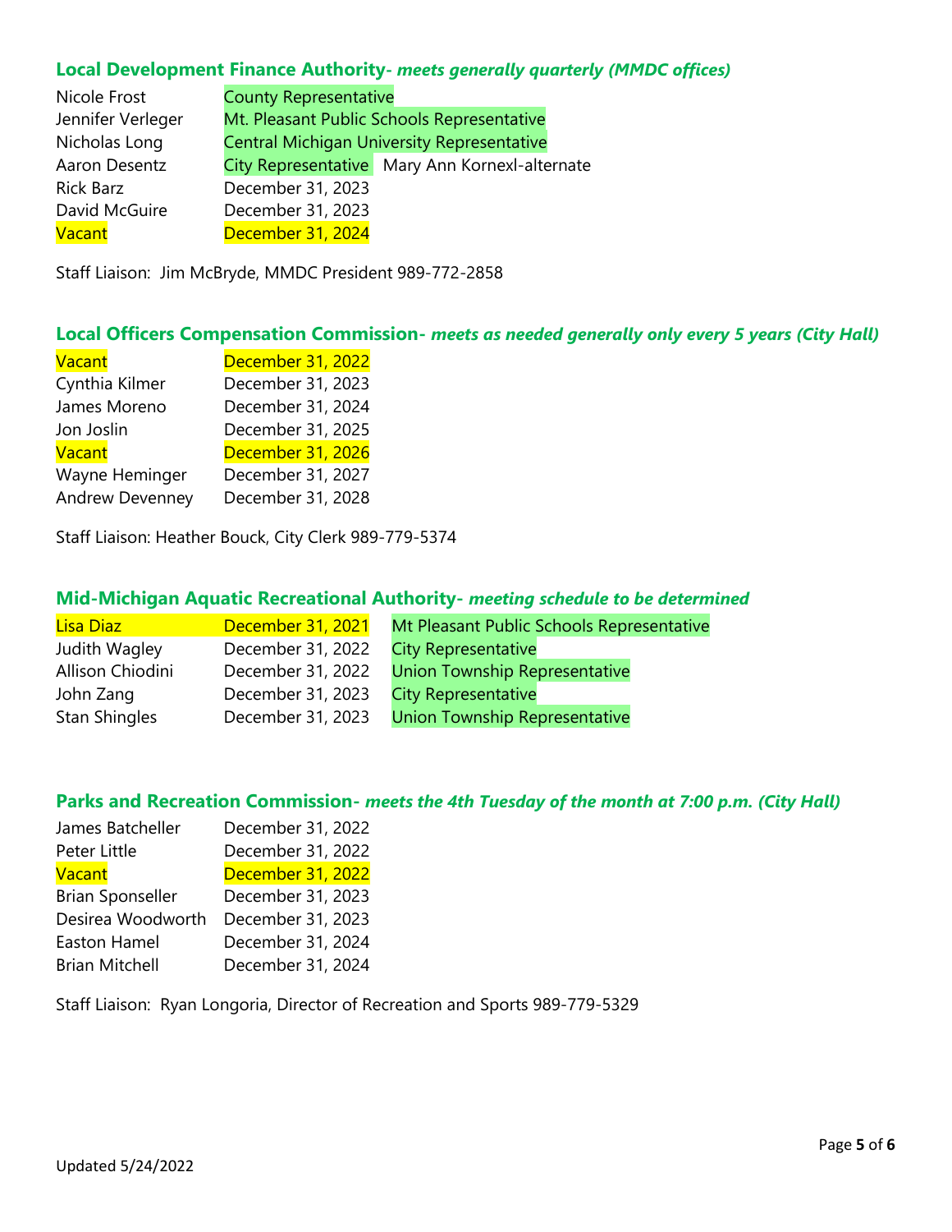### **Local Development Finance Authority**- *meets generally quarterly (MMDC offices)*

| | | |
|---|---|---|
| Nicole Frost | County Representative | |
| Jennifer Verleger | Mt. Pleasant Public Schools Representative | |
| Nicholas Long | Central Michigan University Representative | |
| Aaron Desentz | City Representative | Mary Ann Kornexl-alternate |
| Rick Barz | December 31, 2023 | |
| David McGuire | December 31, 2023 | |
| Vacant | December 31, 2024 | |

Staff Liaison: Jim McBryde, MMDC President 989-772-2858

### **Local Officers Compensation Commission**- *meets as needed generally only every 5 years (City Hall)*

| | |
|---|---|
| Vacant | December 31, 2022 |
| Cynthia Kilmer | December 31, 2023 |
| James Moreno | December 31, 2024 |
| Jon Joslin | December 31, 2025 |
| Vacant | December 31, 2026 |
| Wayne Heminger | December 31, 2027 |
| Andrew Devenney | December 31, 2028 |

Staff Liaison: Heather Bouck, City Clerk 989-779-5374

### **Mid-Michigan Aquatic Recreational Authority**- *meeting schedule to be determined*

| | | |
|---|---|---|
| Lisa Diaz | December 31, 2021 | Mt Pleasant Public Schools Representative |
| Judith Wagley | December 31, 2022 | City Representative |
| Allison Chiodini | December 31, 2022 | Union Township Representative |
| John Zang | December 31, 2023 | City Representative |
| Stan Shingles | December 31, 2023 | Union Township Representative |

### **Parks and Recreation Commission**- *meets the 4th Tuesday of the month at 7:00 p.m. (City Hall)*

| | |
|---|---|
| James Batcheller | December 31, 2022 |
| Peter Little | December 31, 2022 |
| Vacant | December 31, 2022 |
| Brian Sponseller | December 31, 2023 |
| Desirea Woodworth | December 31, 2023 |
| Easton Hamel | December 31, 2024 |
| Brian Mitchell | December 31, 2024 |

Staff Liaison: Ryan Longoria, Director of Recreation and Sports 989-779-5329

Updated 5/24/2022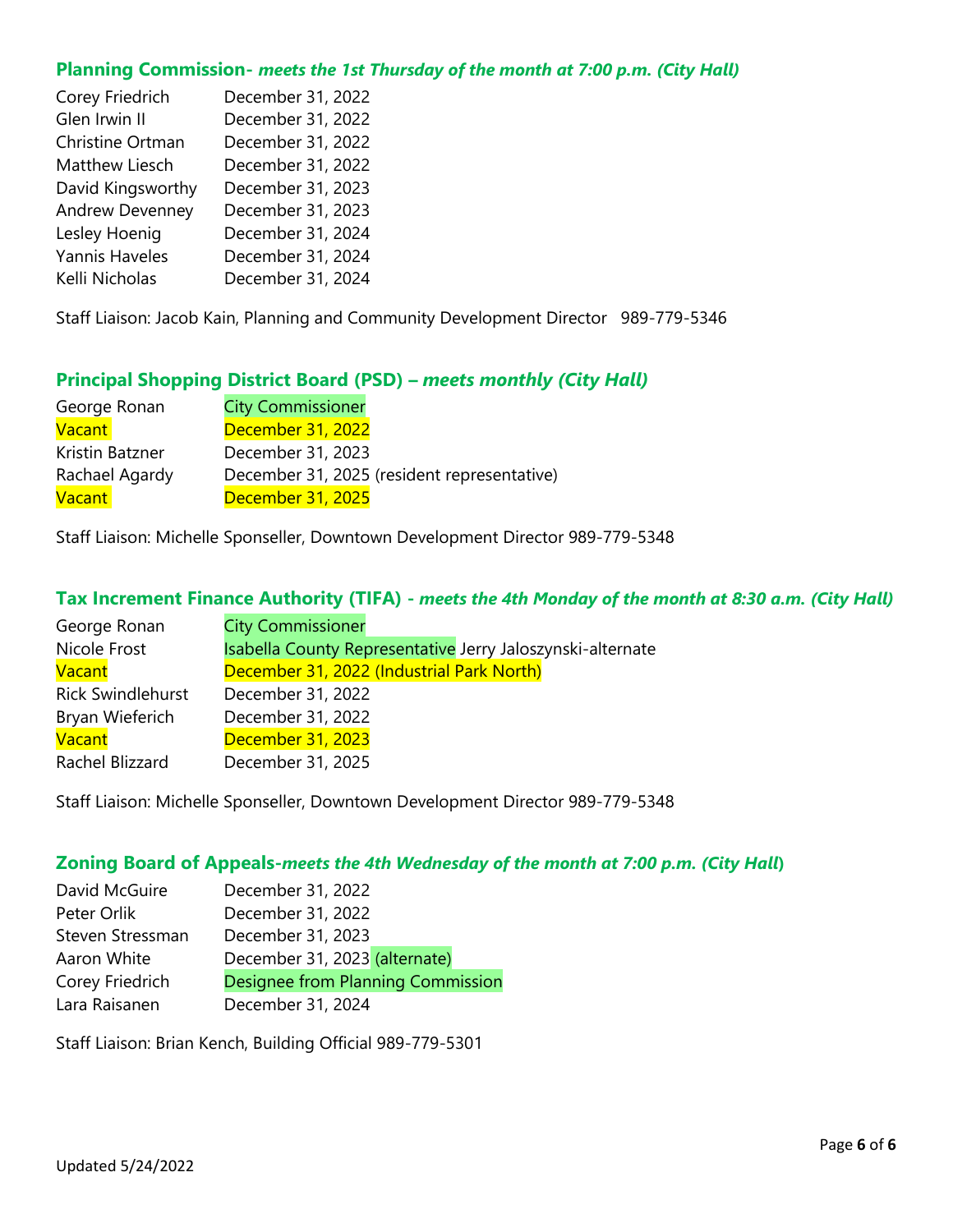### Planning Commission- *meets the 1st Thursday of the month at 7:00 p.m. (City Hall)*

| | |
|---|---|
| Corey Friedrich | December 31, 2022 |
| Glen Irwin II | December 31, 2022 |
| Christine Ortman | December 31, 2022 |
| Matthew Liesch | December 31, 2022 |
| David Kingsworthy | December 31, 2023 |
| Andrew Devenney | December 31, 2023 |
| Lesley Hoenig | December 31, 2024 |
| Yannis Haveles | December 31, 2024 |
| Kelli Nicholas | December 31, 2024 |

Staff Liaison: Jacob Kain, Planning and Community Development Director 989-779-5346

### Principal Shopping District Board (PSD) – *meets monthly (City Hall)*

| | |
|---|---|
| George Ronan | City Commissioner |
| Vacant | December 31, 2022 |
| Kristin Batzner | December 31, 2023 |
| Rachael Agardy | December 31, 2025 (resident representative) |
| Vacant | December 31, 2025 |

Staff Liaison: Michelle Sponseller, Downtown Development Director 989-779-5348

### Tax Increment Finance Authority (TIFA) - *meets the 4th Monday of the month at 8:30 a.m. (City Hall)*

| | |
|---|---|
| George Ronan | City Commissioner |
| Nicole Frost | Isabella County Representative Jerry Jaloszynski-alternate |
| Vacant | December 31, 2022 (Industrial Park North) |
| Rick Swindlehurst | December 31, 2022 |
| Bryan Wieferich | December 31, 2022 |
| Vacant | December 31, 2023 |
| Rachel Blizzard | December 31, 2025 |

Staff Liaison: Michelle Sponseller, Downtown Development Director 989-779-5348

### Zoning Board of Appeals-*meets the 4th Wednesday of the month at 7:00 p.m. (City Hall)*

| | |
|---|---|
| David McGuire | December 31, 2022 |
| Peter Orlik | December 31, 2022 |
| Steven Stressman | December 31, 2023 |
| Aaron White | December 31, 2023 (alternate) |
| Corey Friedrich | Designee from Planning Commission |
| Lara Raisanen | December 31, 2024 |

Staff Liaison: Brian Kench, Building Official 989-779-5301

Updated 5/24/2022